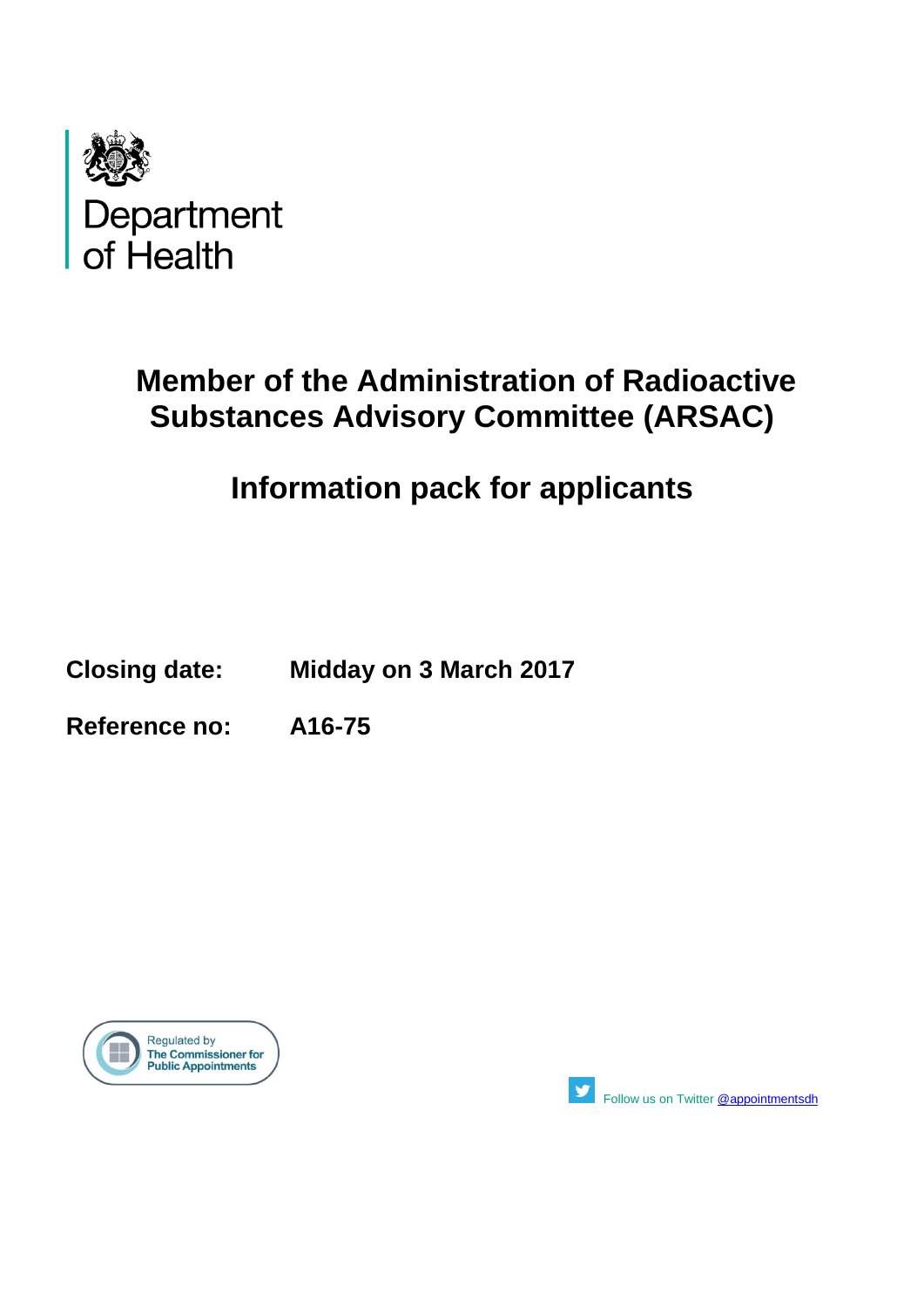Department of Health

# Member of the Administration of Radioactive Substances Advisory Committee (ARSAC)

## Information pack for applicants

**Closing date:** **Midday on 3 March 2017**

**Reference no:** **A16-75**

Regulated by The Commissioner for Public Appointments

Follow us on Twitter @appointmentsdh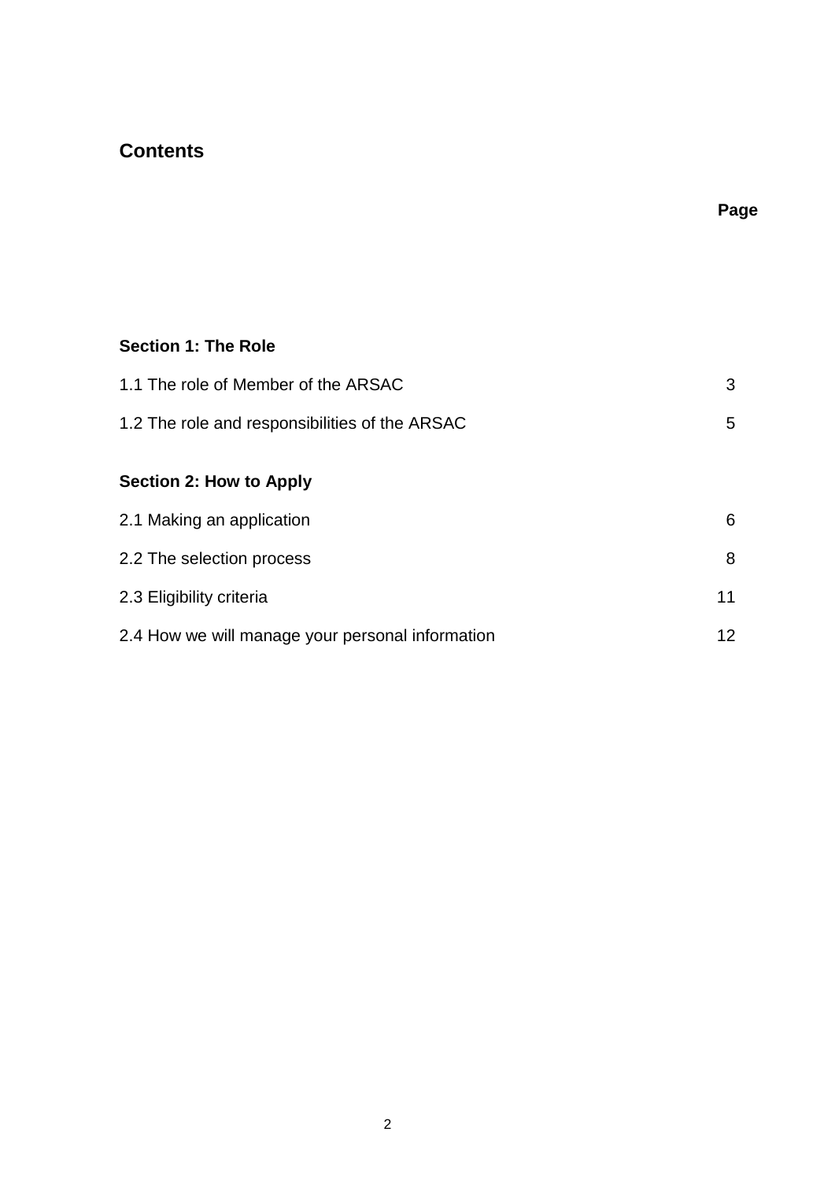## Contents

| | Page |
|---|---|
| **Section 1: The Role** | |
| 1.1 The role of Member of the ARSAC | 3 |
| 1.2 The role and responsibilities of the ARSAC | 5 |
| **Section 2: How to Apply** | |
| 2.1 Making an application | 6 |
| 2.2 The selection process | 8 |
| 2.3 Eligibility criteria | 11 |
| 2.4 How we will manage your personal information | 12 |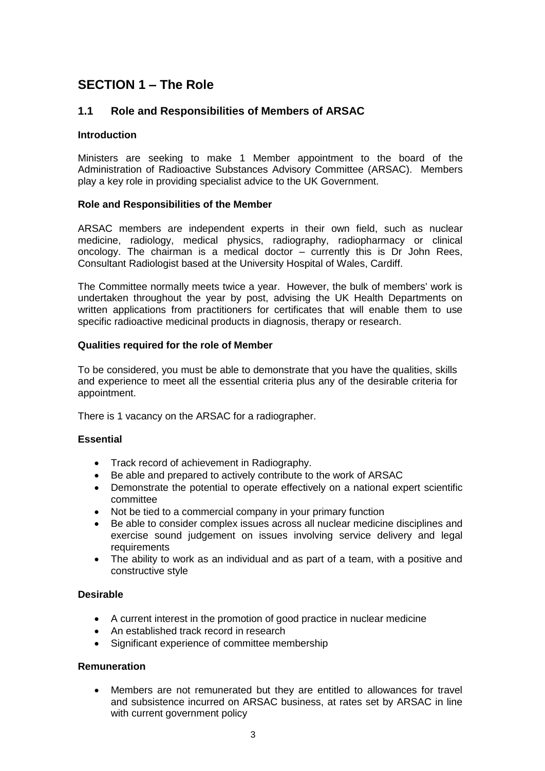# SECTION 1 – The Role

## 1.1 Role and Responsibilities of Members of ARSAC

**Introduction**

Ministers are seeking to make 1 Member appointment to the board of the Administration of Radioactive Substances Advisory Committee (ARSAC). Members play a key role in providing specialist advice to the UK Government.

**Role and Responsibilities of the Member**

ARSAC members are independent experts in their own field, such as nuclear medicine, radiology, medical physics, radiography, radiopharmacy or clinical oncology. The chairman is a medical doctor – currently this is Dr John Rees, Consultant Radiologist based at the University Hospital of Wales, Cardiff.

The Committee normally meets twice a year. However, the bulk of members' work is undertaken throughout the year by post, advising the UK Health Departments on written applications from practitioners for certificates that will enable them to use specific radioactive medicinal products in diagnosis, therapy or research.

**Qualities required for the role of Member**

To be considered, you must be able to demonstrate that you have the qualities, skills and experience to meet all the essential criteria plus any of the desirable criteria for appointment.

There is 1 vacancy on the ARSAC for a radiographer.

**Essential**

- Track record of achievement in Radiography.
- Be able and prepared to actively contribute to the work of ARSAC
- Demonstrate the potential to operate effectively on a national expert scientific committee
- Not be tied to a commercial company in your primary function
- Be able to consider complex issues across all nuclear medicine disciplines and exercise sound judgement on issues involving service delivery and legal requirements
- The ability to work as an individual and as part of a team, with a positive and constructive style

**Desirable**

- A current interest in the promotion of good practice in nuclear medicine
- An established track record in research
- Significant experience of committee membership

**Remuneration**

- Members are not remunerated but they are entitled to allowances for travel and subsistence incurred on ARSAC business, at rates set by ARSAC in line with current government policy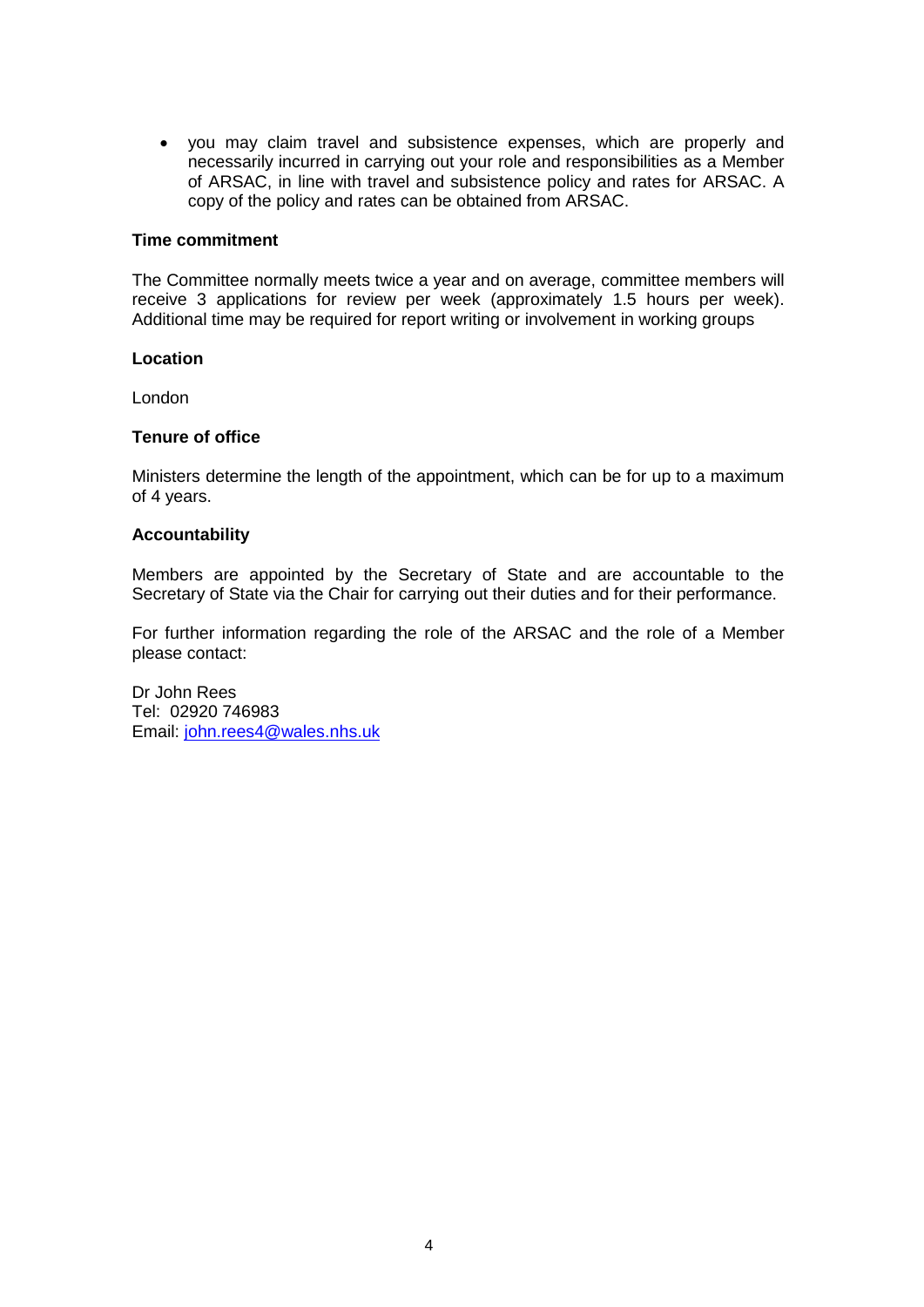- you may claim travel and subsistence expenses, which are properly and necessarily incurred in carrying out your role and responsibilities as a Member of ARSAC, in line with travel and subsistence policy and rates for ARSAC. A copy of the policy and rates can be obtained from ARSAC.

**Time commitment**

The Committee normally meets twice a year and on average, committee members will receive 3 applications for review per week (approximately 1.5 hours per week). Additional time may be required for report writing or involvement in working groups

**Location**

London

**Tenure of office**

Ministers determine the length of the appointment, which can be for up to a maximum of 4 years.

**Accountability**

Members are appointed by the Secretary of State and are accountable to the Secretary of State via the Chair for carrying out their duties and for their performance.

For further information regarding the role of the ARSAC and the role of a Member please contact:

Dr John Rees
Tel: 02920 746983
Email: john.rees4@wales.nhs.uk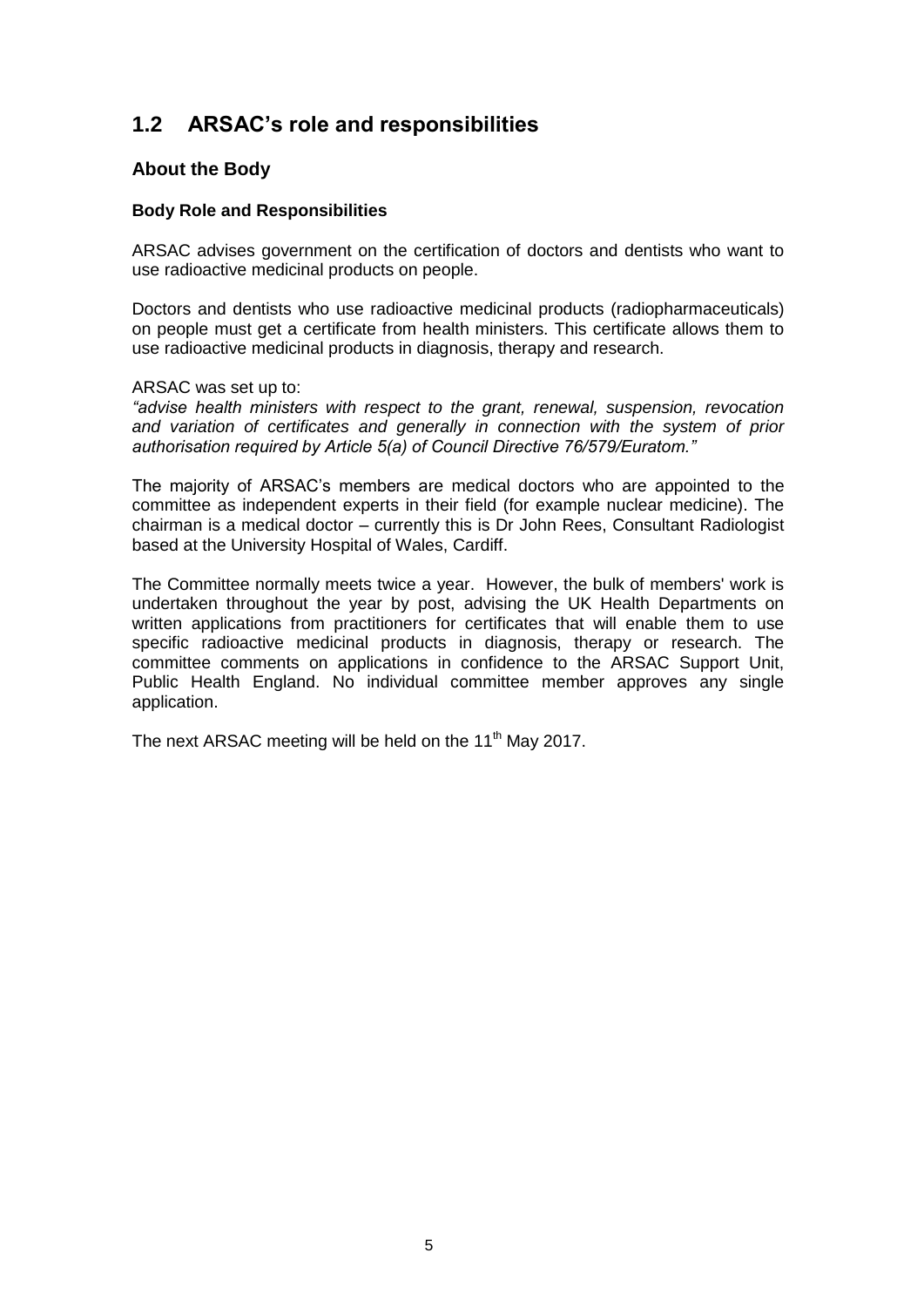## 1.2 ARSAC's role and responsibilities

### About the Body

#### Body Role and Responsibilities

ARSAC advises government on the certification of doctors and dentists who want to use radioactive medicinal products on people.

Doctors and dentists who use radioactive medicinal products (radiopharmaceuticals) on people must get a certificate from health ministers. This certificate allows them to use radioactive medicinal products in diagnosis, therapy and research.

ARSAC was set up to:
*"advise health ministers with respect to the grant, renewal, suspension, revocation and variation of certificates and generally in connection with the system of prior authorisation required by Article 5(a) of Council Directive 76/579/Euratom."*

The majority of ARSAC's members are medical doctors who are appointed to the committee as independent experts in their field (for example nuclear medicine). The chairman is a medical doctor – currently this is Dr John Rees, Consultant Radiologist based at the University Hospital of Wales, Cardiff.

The Committee normally meets twice a year. However, the bulk of members' work is undertaken throughout the year by post, advising the UK Health Departments on written applications from practitioners for certificates that will enable them to use specific radioactive medicinal products in diagnosis, therapy or research. The committee comments on applications in confidence to the ARSAC Support Unit, Public Health England. No individual committee member approves any single application.

The next ARSAC meeting will be held on the 11th May 2017.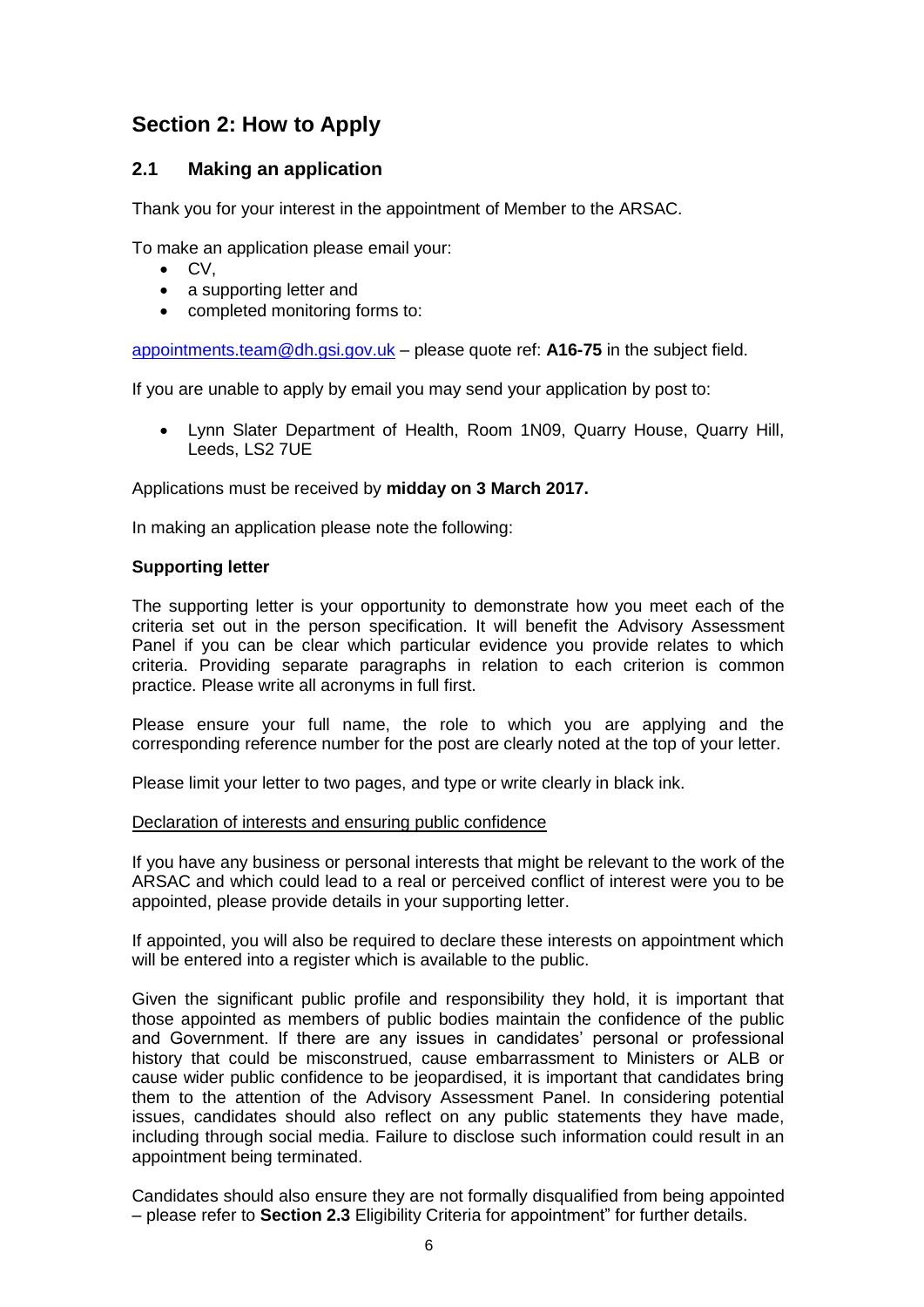## Section 2: How to Apply

### 2.1 Making an application

Thank you for your interest in the appointment of Member to the ARSAC.

To make an application please email your:

- CV,
- a supporting letter and
- completed monitoring forms to:

appointments.team@dh.gsi.gov.uk – please quote ref: **A16-75** in the subject field.

If you are unable to apply by email you may send your application by post to:

- Lynn Slater Department of Health, Room 1N09, Quarry House, Quarry Hill, Leeds, LS2 7UE

Applications must be received by **midday on 3 March 2017.**

In making an application please note the following:

**Supporting letter**

The supporting letter is your opportunity to demonstrate how you meet each of the criteria set out in the person specification. It will benefit the Advisory Assessment Panel if you can be clear which particular evidence you provide relates to which criteria. Providing separate paragraphs in relation to each criterion is common practice. Please write all acronyms in full first.

Please ensure your full name, the role to which you are applying and the corresponding reference number for the post are clearly noted at the top of your letter.

Please limit your letter to two pages, and type or write clearly in black ink.

Declaration of interests and ensuring public confidence

If you have any business or personal interests that might be relevant to the work of the ARSAC and which could lead to a real or perceived conflict of interest were you to be appointed, please provide details in your supporting letter.

If appointed, you will also be required to declare these interests on appointment which will be entered into a register which is available to the public.

Given the significant public profile and responsibility they hold, it is important that those appointed as members of public bodies maintain the confidence of the public and Government. If there are any issues in candidates' personal or professional history that could be misconstrued, cause embarrassment to Ministers or ALB or cause wider public confidence to be jeopardised, it is important that candidates bring them to the attention of the Advisory Assessment Panel. In considering potential issues, candidates should also reflect on any public statements they have made, including through social media. Failure to disclose such information could result in an appointment being terminated.

Candidates should also ensure they are not formally disqualified from being appointed – please refer to **Section 2.3** Eligibility Criteria for appointment" for further details.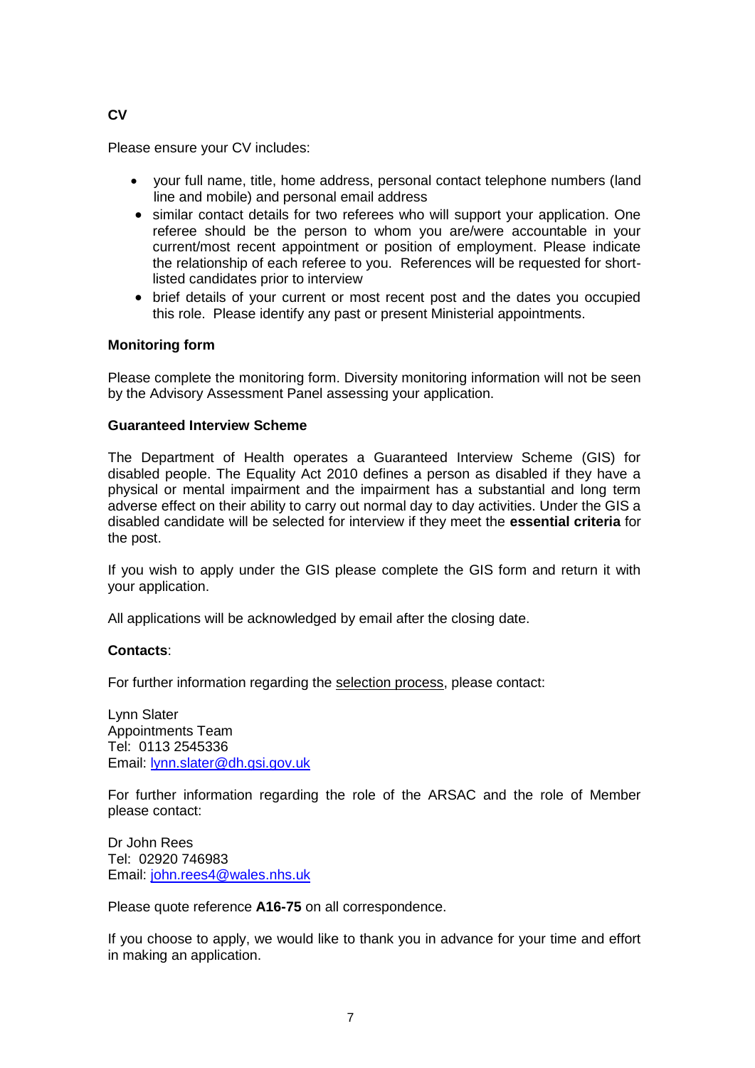**CV**

Please ensure your CV includes:

- your full name, title, home address, personal contact telephone numbers (land line and mobile) and personal email address
- similar contact details for two referees who will support your application. One referee should be the person to whom you are/were accountable in your current/most recent appointment or position of employment. Please indicate the relationship of each referee to you. References will be requested for short-listed candidates prior to interview
- brief details of your current or most recent post and the dates you occupied this role. Please identify any past or present Ministerial appointments.

**Monitoring form**

Please complete the monitoring form. Diversity monitoring information will not be seen by the Advisory Assessment Panel assessing your application.

**Guaranteed Interview Scheme**

The Department of Health operates a Guaranteed Interview Scheme (GIS) for disabled people. The Equality Act 2010 defines a person as disabled if they have a physical or mental impairment and the impairment has a substantial and long term adverse effect on their ability to carry out normal day to day activities. Under the GIS a disabled candidate will be selected for interview if they meet the **essential criteria** for the post.

If you wish to apply under the GIS please complete the GIS form and return it with your application.

All applications will be acknowledged by email after the closing date.

**Contacts**:

For further information regarding the selection process, please contact:

Lynn Slater
Appointments Team
Tel: 0113 2545336
Email: lynn.slater@dh.gsi.gov.uk

For further information regarding the role of the ARSAC and the role of Member please contact:

Dr John Rees
Tel: 02920 746983
Email: john.rees4@wales.nhs.uk

Please quote reference **A16-75** on all correspondence.

If you choose to apply, we would like to thank you in advance for your time and effort in making an application.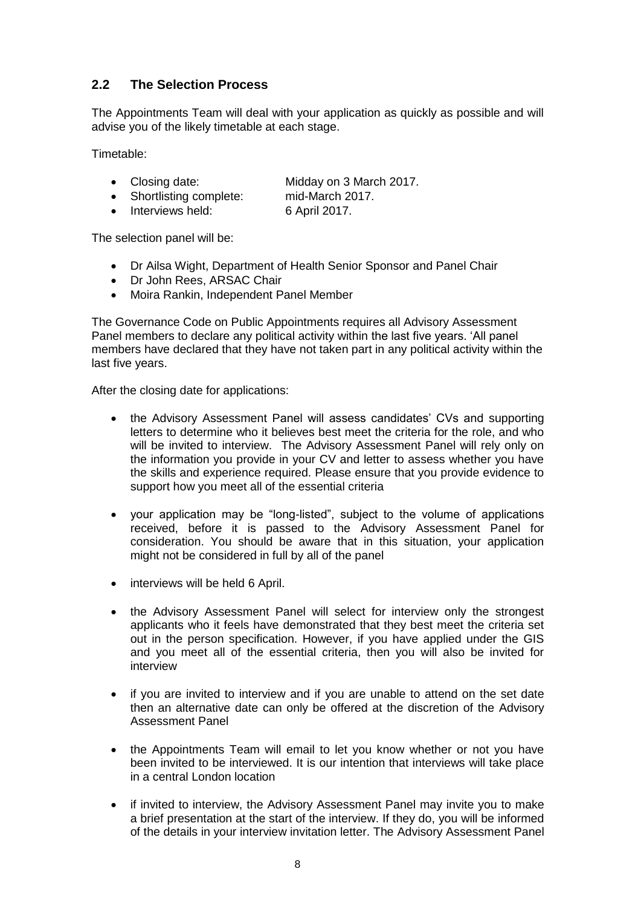## 2.2 The Selection Process

The Appointments Team will deal with your application as quickly as possible and will advise you of the likely timetable at each stage.

Timetable:

- Closing date: Midday on 3 March 2017.
- Shortlisting complete: mid-March 2017.
- Interviews held: 6 April 2017.

The selection panel will be:

- Dr Ailsa Wight, Department of Health Senior Sponsor and Panel Chair
- Dr John Rees, ARSAC Chair
- Moira Rankin, Independent Panel Member

The Governance Code on Public Appointments requires all Advisory Assessment Panel members to declare any political activity within the last five years. 'All panel members have declared that they have not taken part in any political activity within the last five years.

After the closing date for applications:

- the Advisory Assessment Panel will assess candidates' CVs and supporting letters to determine who it believes best meet the criteria for the role, and who will be invited to interview. The Advisory Assessment Panel will rely only on the information you provide in your CV and letter to assess whether you have the skills and experience required. Please ensure that you provide evidence to support how you meet all of the essential criteria
- your application may be "long-listed", subject to the volume of applications received, before it is passed to the Advisory Assessment Panel for consideration. You should be aware that in this situation, your application might not be considered in full by all of the panel
- interviews will be held 6 April.
- the Advisory Assessment Panel will select for interview only the strongest applicants who it feels have demonstrated that they best meet the criteria set out in the person specification. However, if you have applied under the GIS and you meet all of the essential criteria, then you will also be invited for interview
- if you are invited to interview and if you are unable to attend on the set date then an alternative date can only be offered at the discretion of the Advisory Assessment Panel
- the Appointments Team will email to let you know whether or not you have been invited to be interviewed. It is our intention that interviews will take place in a central London location
- if invited to interview, the Advisory Assessment Panel may invite you to make a brief presentation at the start of the interview. If they do, you will be informed of the details in your interview invitation letter. The Advisory Assessment Panel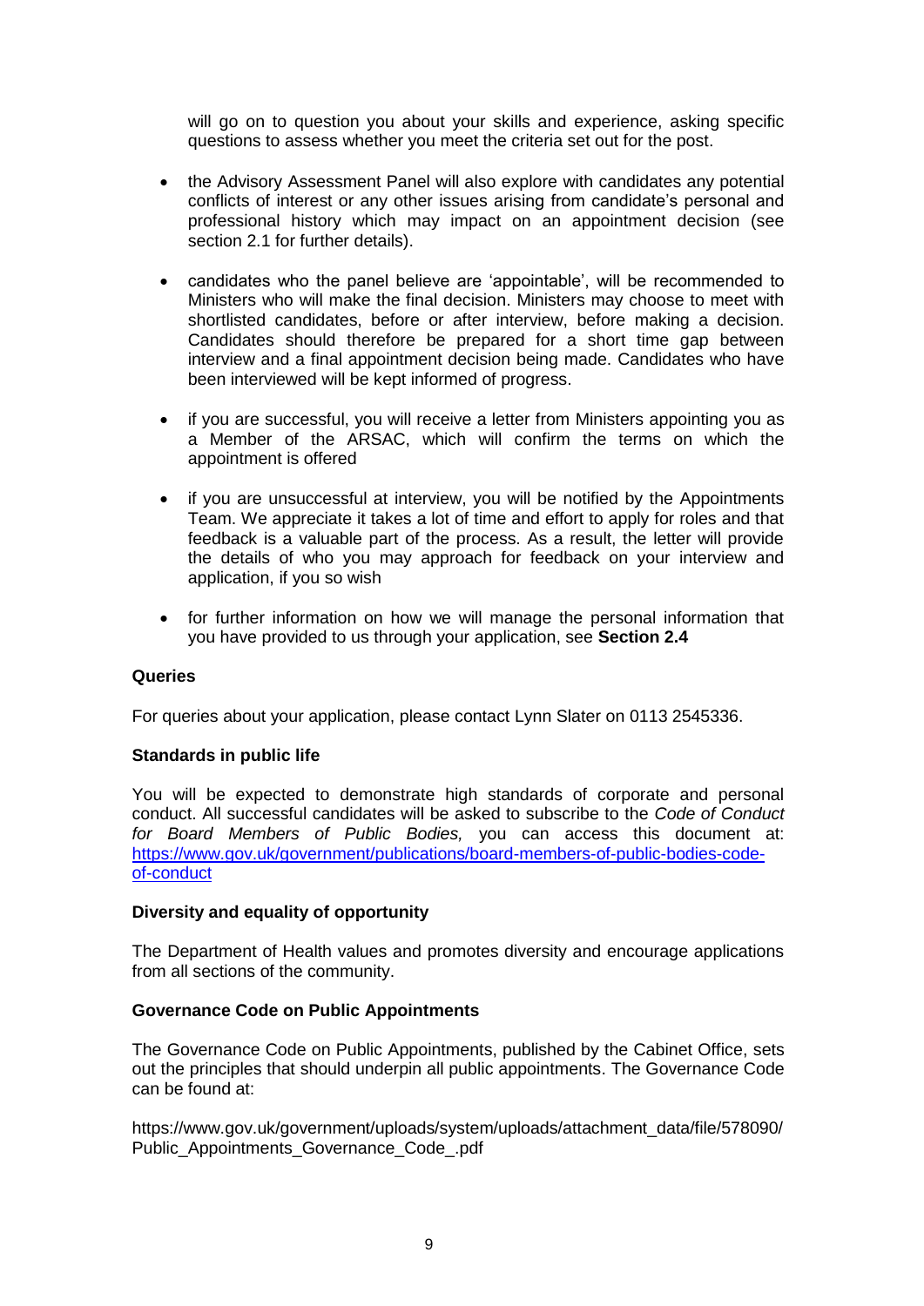will go on to question you about your skills and experience, asking specific questions to assess whether you meet the criteria set out for the post.

- the Advisory Assessment Panel will also explore with candidates any potential conflicts of interest or any other issues arising from candidate's personal and professional history which may impact on an appointment decision (see section 2.1 for further details).

- candidates who the panel believe are 'appointable', will be recommended to Ministers who will make the final decision. Ministers may choose to meet with shortlisted candidates, before or after interview, before making a decision. Candidates should therefore be prepared for a short time gap between interview and a final appointment decision being made. Candidates who have been interviewed will be kept informed of progress.

- if you are successful, you will receive a letter from Ministers appointing you as a Member of the ARSAC, which will confirm the terms on which the appointment is offered

- if you are unsuccessful at interview, you will be notified by the Appointments Team. We appreciate it takes a lot of time and effort to apply for roles and that feedback is a valuable part of the process. As a result, the letter will provide the details of who you may approach for feedback on your interview and application, if you so wish

- for further information on how we will manage the personal information that you have provided to us through your application, see **Section 2.4**

**Queries**

For queries about your application, please contact Lynn Slater on 0113 2545336.

**Standards in public life**

You will be expected to demonstrate high standards of corporate and personal conduct. All successful candidates will be asked to subscribe to the *Code of Conduct for Board Members of Public Bodies,* you can access this document at: [https://www.gov.uk/government/publications/board-members-of-public-bodies-code-of-conduct](https://www.gov.uk/government/publications/board-members-of-public-bodies-code-of-conduct)

**Diversity and equality of opportunity**

The Department of Health values and promotes diversity and encourage applications from all sections of the community.

**Governance Code on Public Appointments**

The Governance Code on Public Appointments, published by the Cabinet Office, sets out the principles that should underpin all public appointments. The Governance Code can be found at:

https://www.gov.uk/government/uploads/system/uploads/attachment_data/file/578090/Public_Appointments_Governance_Code_.pdf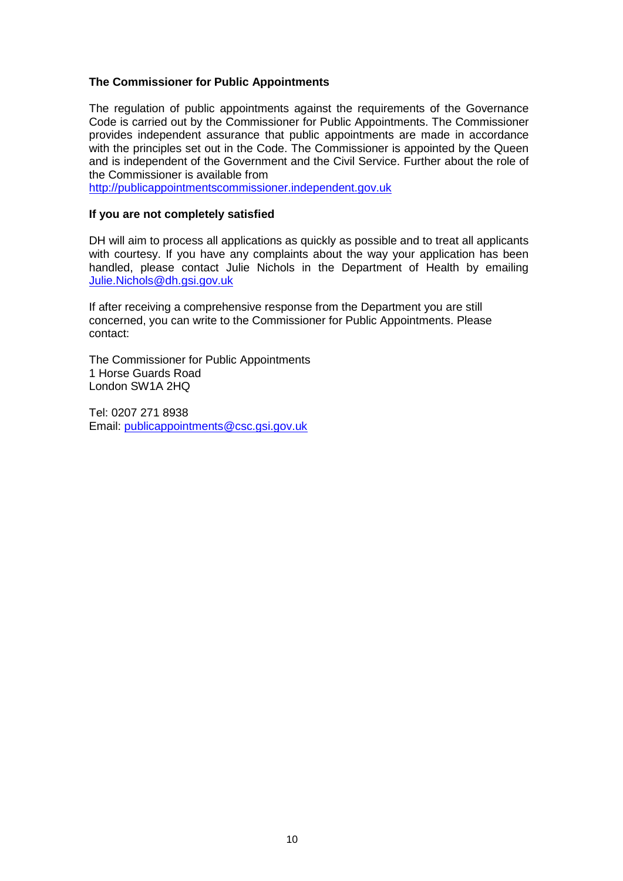### The Commissioner for Public Appointments

The regulation of public appointments against the requirements of the Governance Code is carried out by the Commissioner for Public Appointments. The Commissioner provides independent assurance that public appointments are made in accordance with the principles set out in the Code. The Commissioner is appointed by the Queen and is independent of the Government and the Civil Service. Further about the role of the Commissioner is available from http://publicappointmentscommissioner.independent.gov.uk

### If you are not completely satisfied

DH will aim to process all applications as quickly as possible and to treat all applicants with courtesy. If you have any complaints about the way your application has been handled, please contact Julie Nichols in the Department of Health by emailing Julie.Nichols@dh.gsi.gov.uk

If after receiving a comprehensive response from the Department you are still concerned, you can write to the Commissioner for Public Appointments. Please contact:

The Commissioner for Public Appointments
1 Horse Guards Road
London SW1A 2HQ

Tel: 0207 271 8938
Email: publicappointments@csc.gsi.gov.uk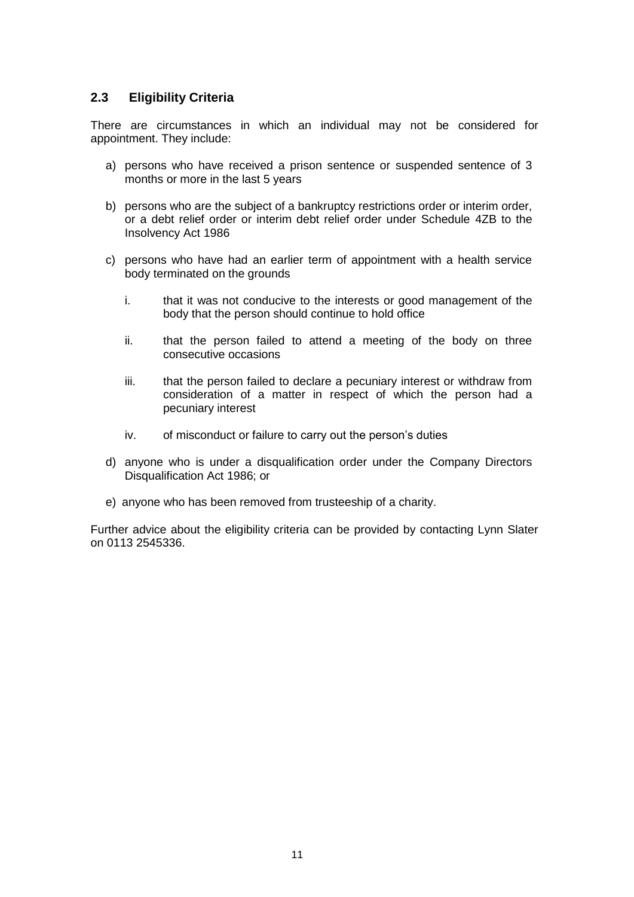## 2.3 Eligibility Criteria

There are circumstances in which an individual may not be considered for appointment. They include:

a) persons who have received a prison sentence or suspended sentence of 3 months or more in the last 5 years

b) persons who are the subject of a bankruptcy restrictions order or interim order, or a debt relief order or interim debt relief order under Schedule 4ZB to the Insolvency Act 1986

c) persons who have had an earlier term of appointment with a health service body terminated on the grounds

   i. that it was not conducive to the interests or good management of the body that the person should continue to hold office

   ii. that the person failed to attend a meeting of the body on three consecutive occasions

   iii. that the person failed to declare a pecuniary interest or withdraw from consideration of a matter in respect of which the person had a pecuniary interest

   iv. of misconduct or failure to carry out the person's duties

d) anyone who is under a disqualification order under the Company Directors Disqualification Act 1986; or

e) anyone who has been removed from trusteeship of a charity.

Further advice about the eligibility criteria can be provided by contacting Lynn Slater on 0113 2545336.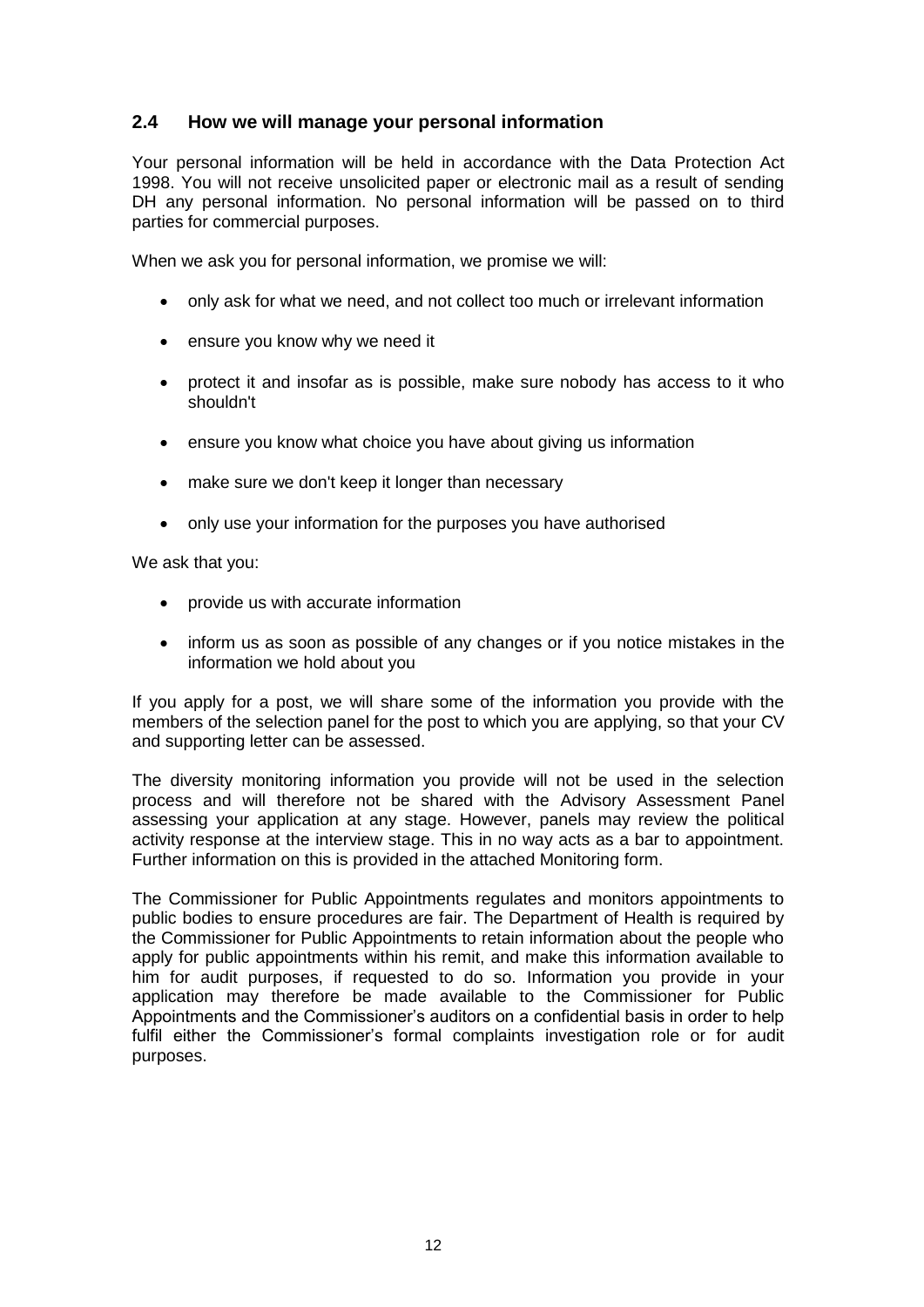## 2.4 How we will manage your personal information

Your personal information will be held in accordance with the Data Protection Act 1998. You will not receive unsolicited paper or electronic mail as a result of sending DH any personal information. No personal information will be passed on to third parties for commercial purposes.

When we ask you for personal information, we promise we will:

- only ask for what we need, and not collect too much or irrelevant information
- ensure you know why we need it
- protect it and insofar as is possible, make sure nobody has access to it who shouldn't
- ensure you know what choice you have about giving us information
- make sure we don't keep it longer than necessary
- only use your information for the purposes you have authorised

We ask that you:

- provide us with accurate information
- inform us as soon as possible of any changes or if you notice mistakes in the information we hold about you

If you apply for a post, we will share some of the information you provide with the members of the selection panel for the post to which you are applying, so that your CV and supporting letter can be assessed.

The diversity monitoring information you provide will not be used in the selection process and will therefore not be shared with the Advisory Assessment Panel assessing your application at any stage. However, panels may review the political activity response at the interview stage. This in no way acts as a bar to appointment. Further information on this is provided in the attached Monitoring form.

The Commissioner for Public Appointments regulates and monitors appointments to public bodies to ensure procedures are fair. The Department of Health is required by the Commissioner for Public Appointments to retain information about the people who apply for public appointments within his remit, and make this information available to him for audit purposes, if requested to do so. Information you provide in your application may therefore be made available to the Commissioner for Public Appointments and the Commissioner's auditors on a confidential basis in order to help fulfil either the Commissioner's formal complaints investigation role or for audit purposes.